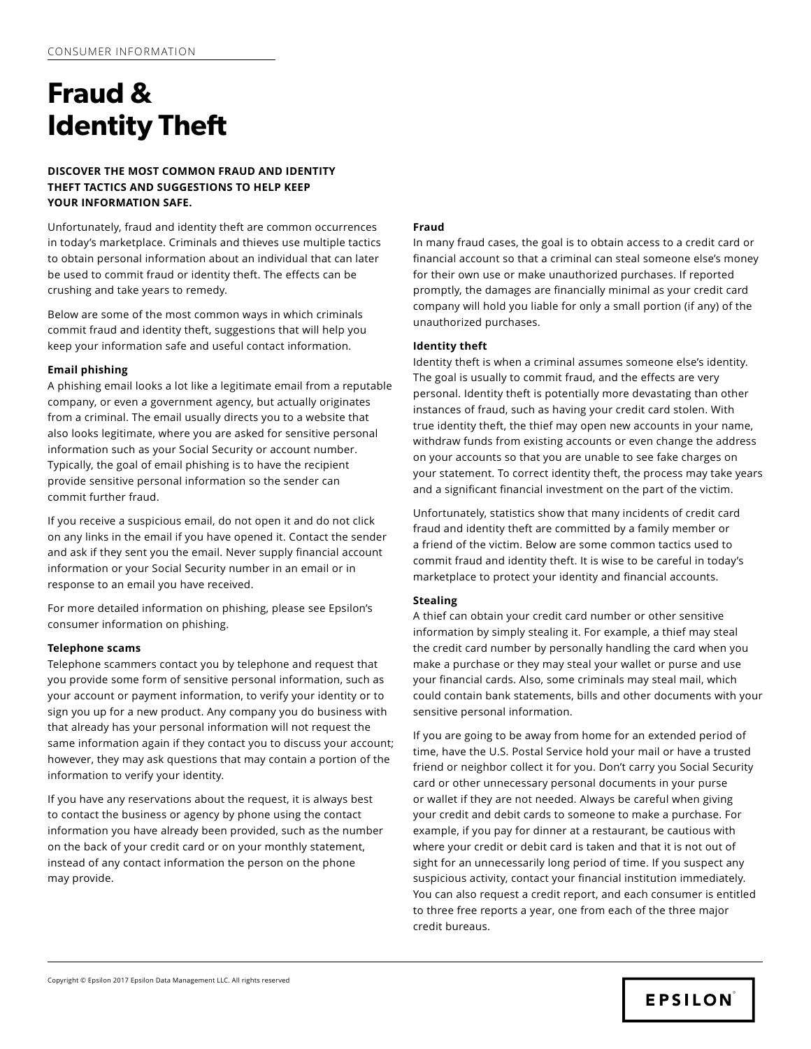CONSUMER INFORMATION

# Fraud & Identity Theft

**DISCOVER THE MOST COMMON FRAUD AND IDENTITY THEFT TACTICS AND SUGGESTIONS TO HELP KEEP YOUR INFORMATION SAFE.**

Unfortunately, fraud and identity theft are common occurrences in today's marketplace. Criminals and thieves use multiple tactics to obtain personal information about an individual that can later be used to commit fraud or identity theft. The effects can be crushing and take years to remedy.

Below are some of the most common ways in which criminals commit fraud and identity theft, suggestions that will help you keep your information safe and useful contact information.

**Email phishing**

A phishing email looks a lot like a legitimate email from a reputable company, or even a government agency, but actually originates from a criminal. The email usually directs you to a website that also looks legitimate, where you are asked for sensitive personal information such as your Social Security or account number. Typically, the goal of email phishing is to have the recipient provide sensitive personal information so the sender can commit further fraud.

If you receive a suspicious email, do not open it and do not click on any links in the email if you have opened it. Contact the sender and ask if they sent you the email. Never supply financial account information or your Social Security number in an email or in response to an email you have received.

For more detailed information on phishing, please see Epsilon's consumer information on phishing.

**Telephone scams**

Telephone scammers contact you by telephone and request that you provide some form of sensitive personal information, such as your account or payment information, to verify your identity or to sign you up for a new product. Any company you do business with that already has your personal information will not request the same information again if they contact you to discuss your account; however, they may ask questions that may contain a portion of the information to verify your identity.

If you have any reservations about the request, it is always best to contact the business or agency by phone using the contact information you have already been provided, such as the number on the back of your credit card or on your monthly statement, instead of any contact information the person on the phone may provide.

**Fraud**

In many fraud cases, the goal is to obtain access to a credit card or financial account so that a criminal can steal someone else's money for their own use or make unauthorized purchases. If reported promptly, the damages are financially minimal as your credit card company will hold you liable for only a small portion (if any) of the unauthorized purchases.

**Identity theft**

Identity theft is when a criminal assumes someone else's identity. The goal is usually to commit fraud, and the effects are very personal. Identity theft is potentially more devastating than other instances of fraud, such as having your credit card stolen. With true identity theft, the thief may open new accounts in your name, withdraw funds from existing accounts or even change the address on your accounts so that you are unable to see fake charges on your statement. To correct identity theft, the process may take years and a significant financial investment on the part of the victim.

Unfortunately, statistics show that many incidents of credit card fraud and identity theft are committed by a family member or a friend of the victim. Below are some common tactics used to commit fraud and identity theft. It is wise to be careful in today's marketplace to protect your identity and financial accounts.

**Stealing**

A thief can obtain your credit card number or other sensitive information by simply stealing it. For example, a thief may steal the credit card number by personally handling the card when you make a purchase or they may steal your wallet or purse and use your financial cards. Also, some criminals may steal mail, which could contain bank statements, bills and other documents with your sensitive personal information.

If you are going to be away from home for an extended period of time, have the U.S. Postal Service hold your mail or have a trusted friend or neighbor collect it for you. Don't carry you Social Security card or other unnecessary personal documents in your purse or wallet if they are not needed. Always be careful when giving your credit and debit cards to someone to make a purchase. For example, if you pay for dinner at a restaurant, be cautious with where your credit or debit card is taken and that it is not out of sight for an unnecessarily long period of time. If you suspect any suspicious activity, contact your financial institution immediately. You can also request a credit report, and each consumer is entitled to three free reports a year, one from each of the three major credit bureaus.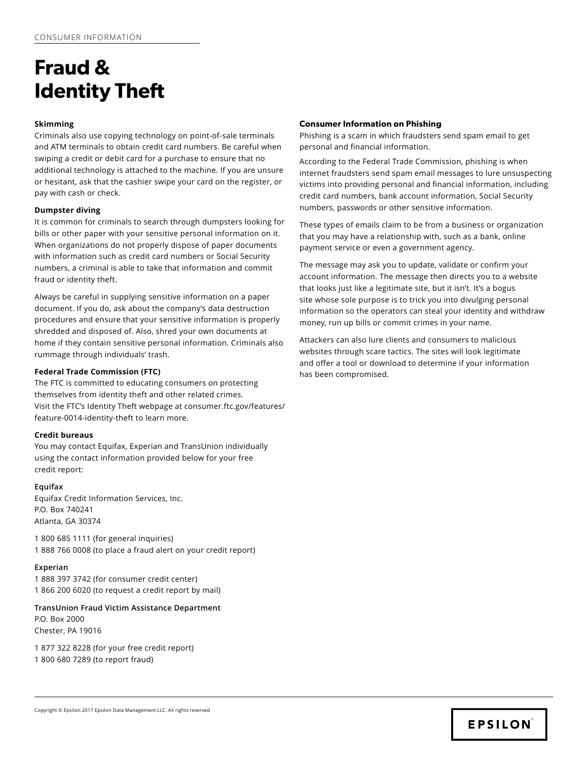CONSUMER INFORMATION

# Fraud & Identity Theft

**Skimming**

Criminals also use copying technology on point-of-sale terminals and ATM terminals to obtain credit card numbers. Be careful when swiping a credit or debit card for a purchase to ensure that no additional technology is attached to the machine. If you are unsure or hesitant, ask that the cashier swipe your card on the register, or pay with cash or check.

**Dumpster diving**

It is common for criminals to search through dumpsters looking for bills or other paper with your sensitive personal information on it. When organizations do not properly dispose of paper documents with information such as credit card numbers or Social Security numbers, a criminal is able to take that information and commit fraud or identity theft.

Always be careful in supplying sensitive information on a paper document. If you do, ask about the company's data destruction procedures and ensure that your sensitive information is properly shredded and disposed of. Also, shred your own documents at home if they contain sensitive personal information. Criminals also rummage through individuals' trash.

**Federal Trade Commission (FTC)**

The FTC is committed to educating consumers on protecting themselves from identity theft and other related crimes. Visit the FTC's Identity Theft webpage at consumer.ftc.gov/features/feature-0014-identity-theft to learn more.

**Credit bureaus**

You may contact Equifax, Experian and TransUnion individually using the contact information provided below for your free credit report:

**Equifax**

Equifax Credit Information Services, Inc.
P.O. Box 740241
Atlanta, GA 30374

1 800 685 1111 (for general inquiries)
1 888 766 0008 (to place a fraud alert on your credit report)

**Experian**

1 888 397 3742 (for consumer credit center)
1 866 200 6020 (to request a credit report by mail)

**TransUnion Fraud Victim Assistance Department**

P.O. Box 2000
Chester, PA 19016

1 877 322 8228 (for your free credit report)
1 800 680 7289 (to report fraud)

**Consumer Information on Phishing**

Phishing is a scam in which fraudsters send spam email to get personal and financial information.

According to the Federal Trade Commission, phishing is when internet fraudsters send spam email messages to lure unsuspecting victims into providing personal and financial information, including credit card numbers, bank account information, Social Security numbers, passwords or other sensitive information.

These types of emails claim to be from a business or organization that you may have a relationship with, such as a bank, online payment service or even a government agency.

The message may ask you to update, validate or confirm your account information. The message then directs you to a website that looks just like a legitimate site, but it isn't. It's a bogus site whose sole purpose is to trick you into divulging personal information so the operators can steal your identity and withdraw money, run up bills or commit crimes in your name.

Attackers can also lure clients and consumers to malicious websites through scare tactics. The sites will look legitimate and offer a tool or download to determine if your information has been compromised.

Copyright © Epsilon 2017 Epsilon Data Management LLC. All rights reserved

EPSILON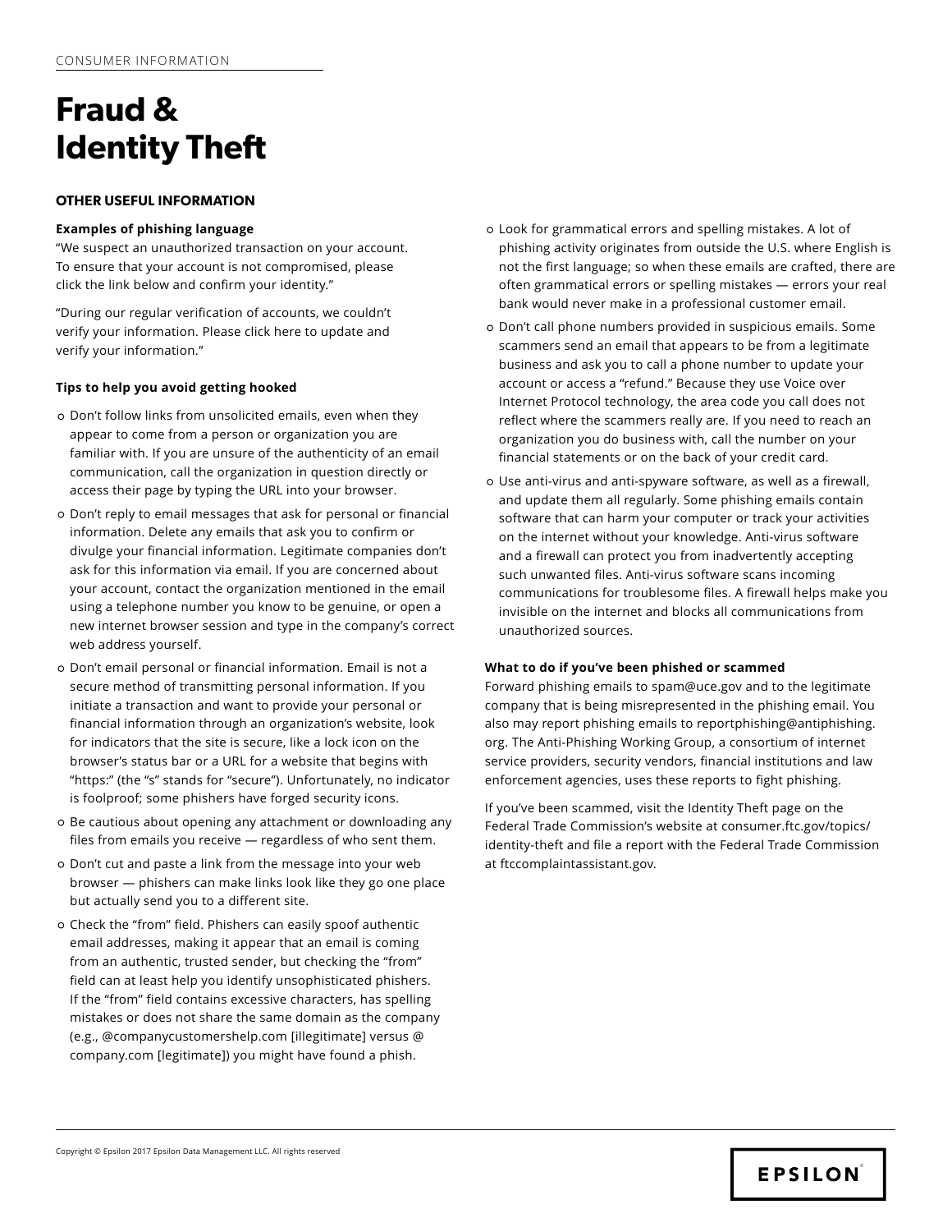CONSUMER INFORMATION

# Fraud & Identity Theft

## OTHER USEFUL INFORMATION

### Examples of phishing language

"We suspect an unauthorized transaction on your account. To ensure that your account is not compromised, please click the link below and confirm your identity."

"During our regular verification of accounts, we couldn't verify your information. Please click here to update and verify your information."

### Tips to help you avoid getting hooked

- Don't follow links from unsolicited emails, even when they appear to come from a person or organization you are familiar with. If you are unsure of the authenticity of an email communication, call the organization in question directly or access their page by typing the URL into your browser.
- Don't reply to email messages that ask for personal or financial information. Delete any emails that ask you to confirm or divulge your financial information. Legitimate companies don't ask for this information via email. If you are concerned about your account, contact the organization mentioned in the email using a telephone number you know to be genuine, or open a new internet browser session and type in the company's correct web address yourself.
- Don't email personal or financial information. Email is not a secure method of transmitting personal information. If you initiate a transaction and want to provide your personal or financial information through an organization's website, look for indicators that the site is secure, like a lock icon on the browser's status bar or a URL for a website that begins with "https:" (the "s" stands for "secure"). Unfortunately, no indicator is foolproof; some phishers have forged security icons.
- Be cautious about opening any attachment or downloading any files from emails you receive — regardless of who sent them.
- Don't cut and paste a link from the message into your web browser — phishers can make links look like they go one place but actually send you to a different site.
- Check the "from" field. Phishers can easily spoof authentic email addresses, making it appear that an email is coming from an authentic, trusted sender, but checking the "from" field can at least help you identify unsophisticated phishers. If the "from" field contains excessive characters, has spelling mistakes or does not share the same domain as the company (e.g., @companycustomershelp.com [illegitimate] versus @company.com [legitimate]) you might have found a phish.
- Look for grammatical errors and spelling mistakes. A lot of phishing activity originates from outside the U.S. where English is not the first language; so when these emails are crafted, there are often grammatical errors or spelling mistakes — errors your real bank would never make in a professional customer email.
- Don't call phone numbers provided in suspicious emails. Some scammers send an email that appears to be from a legitimate business and ask you to call a phone number to update your account or access a "refund." Because they use Voice over Internet Protocol technology, the area code you call does not reflect where the scammers really are. If you need to reach an organization you do business with, call the number on your financial statements or on the back of your credit card.
- Use anti-virus and anti-spyware software, as well as a firewall, and update them all regularly. Some phishing emails contain software that can harm your computer or track your activities on the internet without your knowledge. Anti-virus software and a firewall can protect you from inadvertently accepting such unwanted files. Anti-virus software scans incoming communications for troublesome files. A firewall helps make you invisible on the internet and blocks all communications from unauthorized sources.

### What to do if you've been phished or scammed

Forward phishing emails to spam@uce.gov and to the legitimate company that is being misrepresented in the phishing email. You also may report phishing emails to reportphishing@antiphishing.org. The Anti-Phishing Working Group, a consortium of internet service providers, security vendors, financial institutions and law enforcement agencies, uses these reports to fight phishing.

If you've been scammed, visit the Identity Theft page on the Federal Trade Commission's website at consumer.ftc.gov/topics/identity-theft and file a report with the Federal Trade Commission at ftccomplaintassistant.gov.